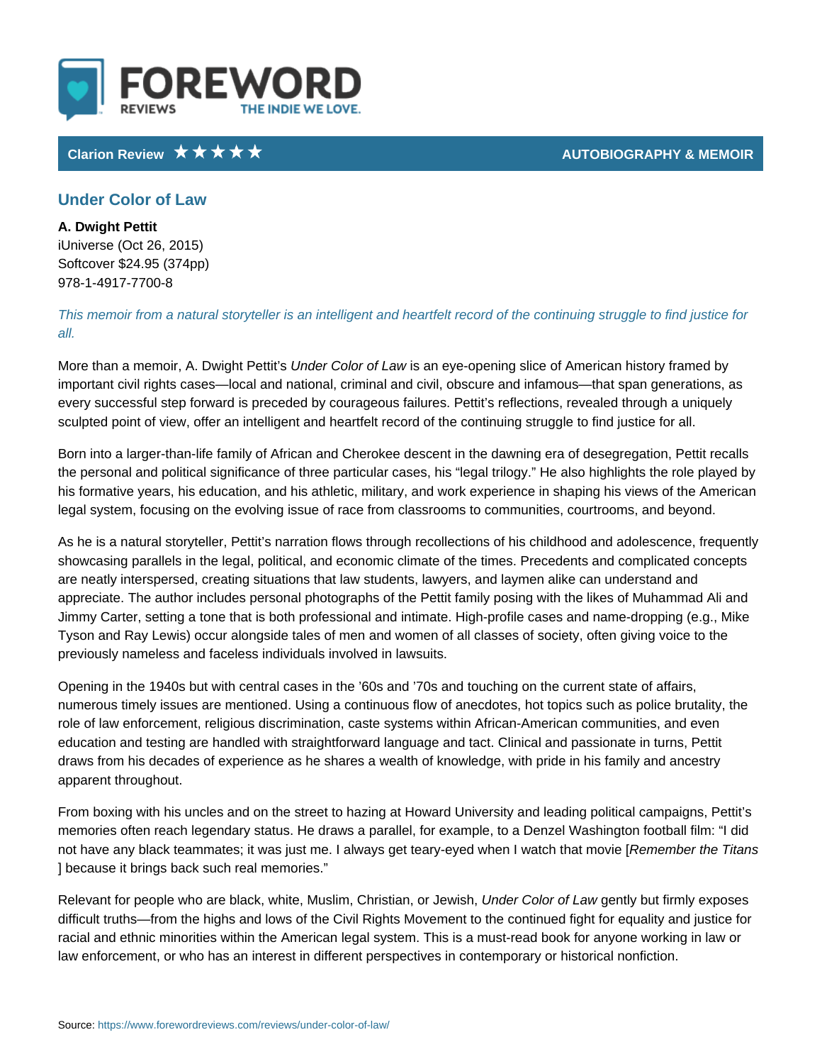FOREWORD REVIEWS THE INDIE WE LOVE.

Clarion Review ★★★★★ AUTOBIOGRAPHY & MEMOIR

## Under Color of Law

**A. Dwight Pettit**
iUniverse (Oct 26, 2015)
Softcover $24.95 (374pp)
978-1-4917-7700-8

*This memoir from a natural storyteller is an intelligent and heartfelt record of the continuing struggle to find justice for all.*

More than a memoir, A. Dwight Pettit's *Under Color of Law* is an eye-opening slice of American history framed by important civil rights cases—local and national, criminal and civil, obscure and infamous—that span generations, as every successful step forward is preceded by courageous failures. Pettit's reflections, revealed through a uniquely sculpted point of view, offer an intelligent and heartfelt record of the continuing struggle to find justice for all.

Born into a larger-than-life family of African and Cherokee descent in the dawning era of desegregation, Pettit recalls the personal and political significance of three particular cases, his "legal trilogy." He also highlights the role played by his formative years, his education, and his athletic, military, and work experience in shaping his views of the American legal system, focusing on the evolving issue of race from classrooms to communities, courtrooms, and beyond.

As he is a natural storyteller, Pettit's narration flows through recollections of his childhood and adolescence, frequently showcasing parallels in the legal, political, and economic climate of the times. Precedents and complicated concepts are neatly interspersed, creating situations that law students, lawyers, and laymen alike can understand and appreciate. The author includes personal photographs of the Pettit family posing with the likes of Muhammad Ali and Jimmy Carter, setting a tone that is both professional and intimate. High-profile cases and name-dropping (e.g., Mike Tyson and Ray Lewis) occur alongside tales of men and women of all classes of society, often giving voice to the previously nameless and faceless individuals involved in lawsuits.

Opening in the 1940s but with central cases in the '60s and '70s and touching on the current state of affairs, numerous timely issues are mentioned. Using a continuous flow of anecdotes, hot topics such as police brutality, the role of law enforcement, religious discrimination, caste systems within African-American communities, and even education and testing are handled with straightforward language and tact. Clinical and passionate in turns, Pettit draws from his decades of experience as he shares a wealth of knowledge, with pride in his family and ancestry apparent throughout.

From boxing with his uncles and on the street to hazing at Howard University and leading political campaigns, Pettit's memories often reach legendary status. He draws a parallel, for example, to a Denzel Washington football film: "I did not have any black teammates; it was just me. I always get teary-eyed when I watch that movie [*Remember the Titans*] because it brings back such real memories."

Relevant for people who are black, white, Muslim, Christian, or Jewish, *Under Color of Law* gently but firmly exposes difficult truths—from the highs and lows of the Civil Rights Movement to the continued fight for equality and justice for racial and ethnic minorities within the American legal system. This is a must-read book for anyone working in law or law enforcement, or who has an interest in different perspectives in contemporary or historical nonfiction.

Source: https://www.forewordreviews.com/reviews/under-color-of-law/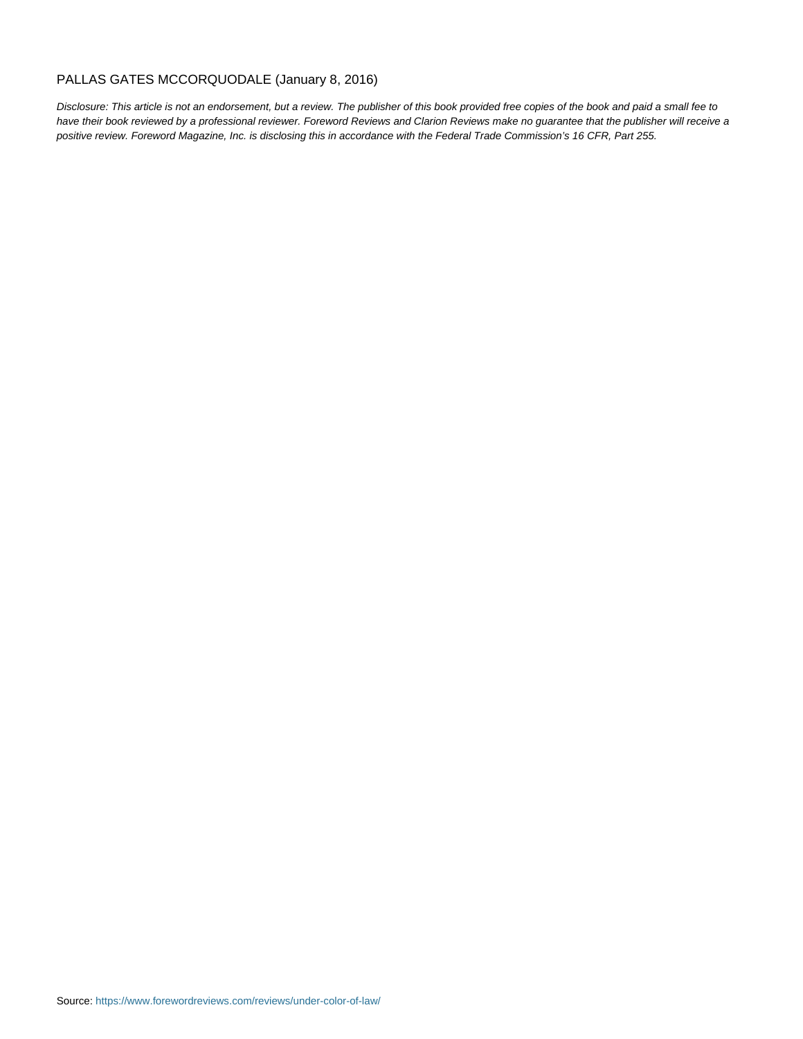PALLAS GATES MCCORQUODALE (January 8, 2016)

*Disclosure: This article is not an endorsement, but a review. The publisher of this book provided free copies of the book and paid a small fee to have their book reviewed by a professional reviewer. Foreword Reviews and Clarion Reviews make no guarantee that the publisher will receive a positive review. Foreword Magazine, Inc. is disclosing this in accordance with the Federal Trade Commission's 16 CFR, Part 255.*

Source: https://www.forewordreviews.com/reviews/under-color-of-law/